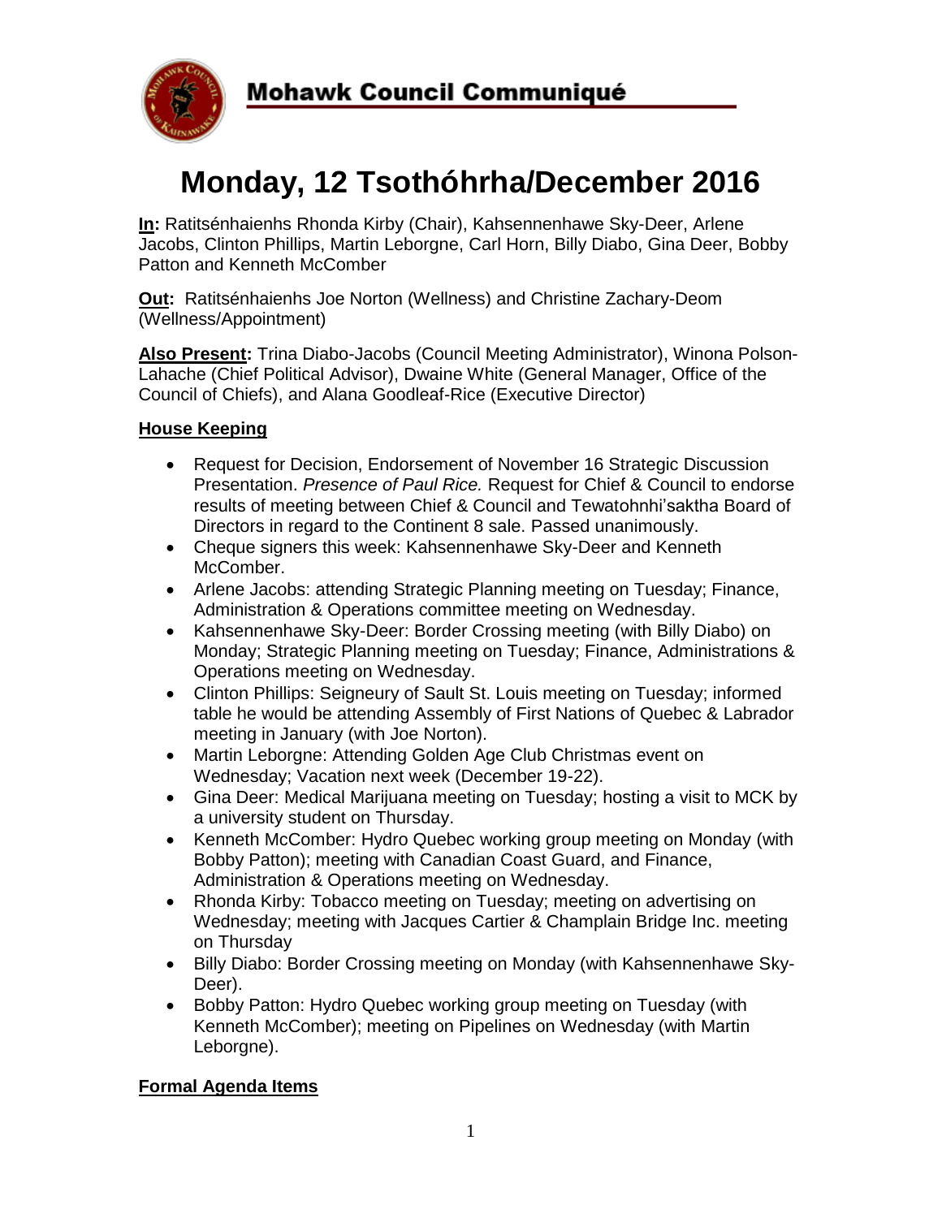# Mohawk Council Communiqué

# Monday, 12 Tsothóhrha/December 2016

**In:** Ratitsénhaienhs Rhonda Kirby (Chair), Kahsennenhawe Sky-Deer, Arlene Jacobs, Clinton Phillips, Martin Leborgne, Carl Horn, Billy Diabo, Gina Deer, Bobby Patton and Kenneth McComber

**Out:** Ratitsénhaienhs Joe Norton (Wellness) and Christine Zachary-Deom (Wellness/Appointment)

**Also Present:** Trina Diabo-Jacobs (Council Meeting Administrator), Winona Polson-Lahache (Chief Political Advisor), Dwaine White (General Manager, Office of the Council of Chiefs), and Alana Goodleaf-Rice (Executive Director)

## House Keeping

- Request for Decision, Endorsement of November 16 Strategic Discussion Presentation. *Presence of Paul Rice.* Request for Chief & Council to endorse results of meeting between Chief & Council and Tewatohnhi'saktha Board of Directors in regard to the Continent 8 sale. Passed unanimously.
- Cheque signers this week: Kahsennenhawe Sky-Deer and Kenneth McComber.
- Arlene Jacobs: attending Strategic Planning meeting on Tuesday; Finance, Administration & Operations committee meeting on Wednesday.
- Kahsennenhawe Sky-Deer: Border Crossing meeting (with Billy Diabo) on Monday; Strategic Planning meeting on Tuesday; Finance, Administrations & Operations meeting on Wednesday.
- Clinton Phillips: Seigneury of Sault St. Louis meeting on Tuesday; informed table he would be attending Assembly of First Nations of Quebec & Labrador meeting in January (with Joe Norton).
- Martin Leborgne: Attending Golden Age Club Christmas event on Wednesday; Vacation next week (December 19-22).
- Gina Deer: Medical Marijuana meeting on Tuesday; hosting a visit to MCK by a university student on Thursday.
- Kenneth McComber: Hydro Quebec working group meeting on Monday (with Bobby Patton); meeting with Canadian Coast Guard, and Finance, Administration & Operations meeting on Wednesday.
- Rhonda Kirby: Tobacco meeting on Tuesday; meeting on advertising on Wednesday; meeting with Jacques Cartier & Champlain Bridge Inc. meeting on Thursday
- Billy Diabo: Border Crossing meeting on Monday (with Kahsennenhawe Sky-Deer).
- Bobby Patton: Hydro Quebec working group meeting on Tuesday (with Kenneth McComber); meeting on Pipelines on Wednesday (with Martin Leborgne).

## Formal Agenda Items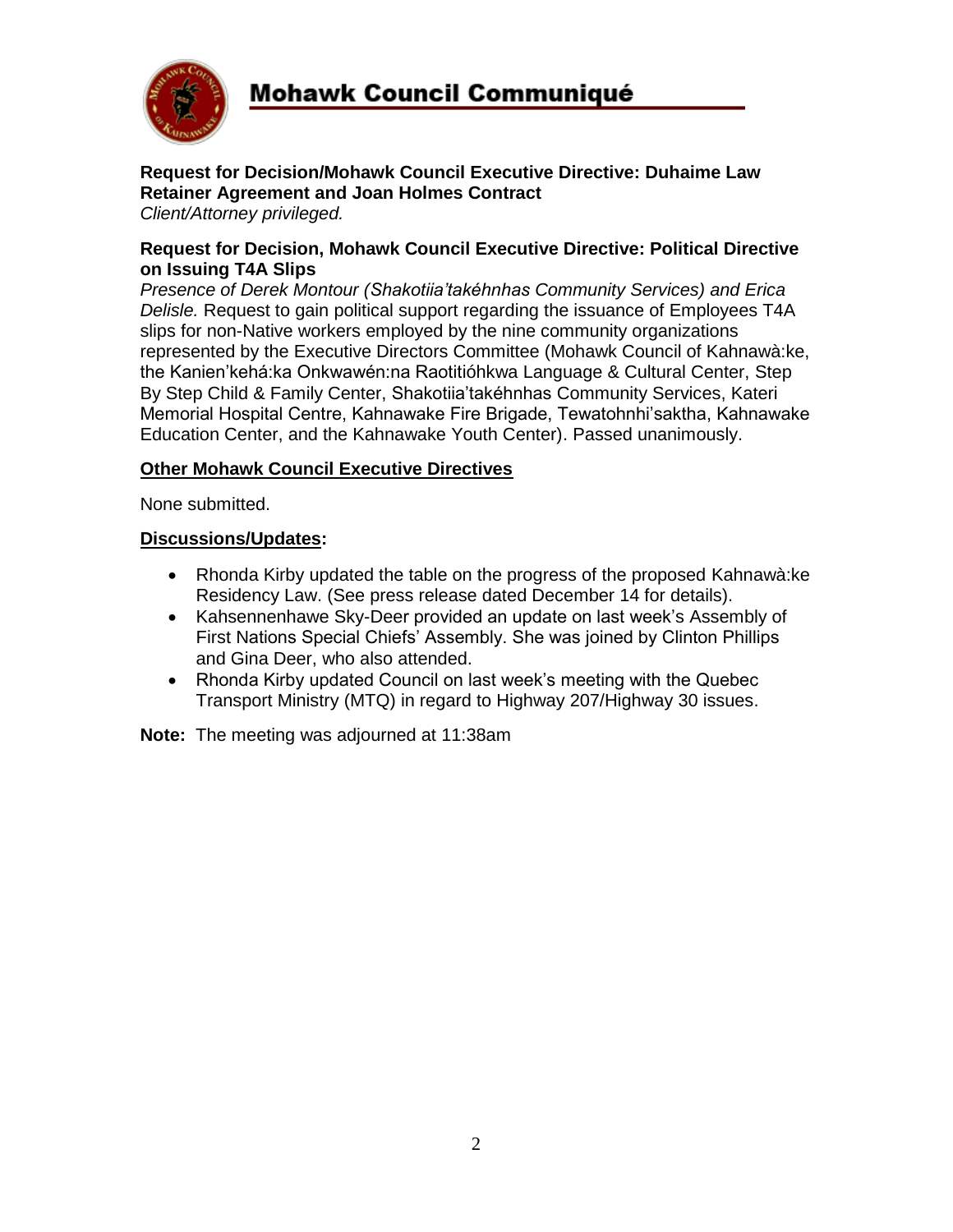# Mohawk Council Communiqué

**Request for Decision/Mohawk Council Executive Directive: Duhaime Law Retainer Agreement and Joan Holmes Contract**
*Client/Attorney privileged.*

**Request for Decision, Mohawk Council Executive Directive: Political Directive on Issuing T4A Slips**
*Presence of Derek Montour (Shakotiia'takéhnhas Community Services) and Erica Delisle.* Request to gain political support regarding the issuance of Employees T4A slips for non-Native workers employed by the nine community organizations represented by the Executive Directors Committee (Mohawk Council of Kahnawà:ke, the Kanien'kehá:ka Onkwawén:na Raotitióhkwa Language & Cultural Center, Step By Step Child & Family Center, Shakotiia'takéhnhas Community Services, Kateri Memorial Hospital Centre, Kahnawake Fire Brigade, Tewatohnhi'saktha, Kahnawake Education Center, and the Kahnawake Youth Center). Passed unanimously.

**Other Mohawk Council Executive Directives**

None submitted.

**Discussions/Updates:**

- Rhonda Kirby updated the table on the progress of the proposed Kahnawà:ke Residency Law. (See press release dated December 14 for details).
- Kahsennenhawe Sky-Deer provided an update on last week's Assembly of First Nations Special Chiefs' Assembly. She was joined by Clinton Phillips and Gina Deer, who also attended.
- Rhonda Kirby updated Council on last week's meeting with the Quebec Transport Ministry (MTQ) in regard to Highway 207/Highway 30 issues.

**Note:** The meeting was adjourned at 11:38am